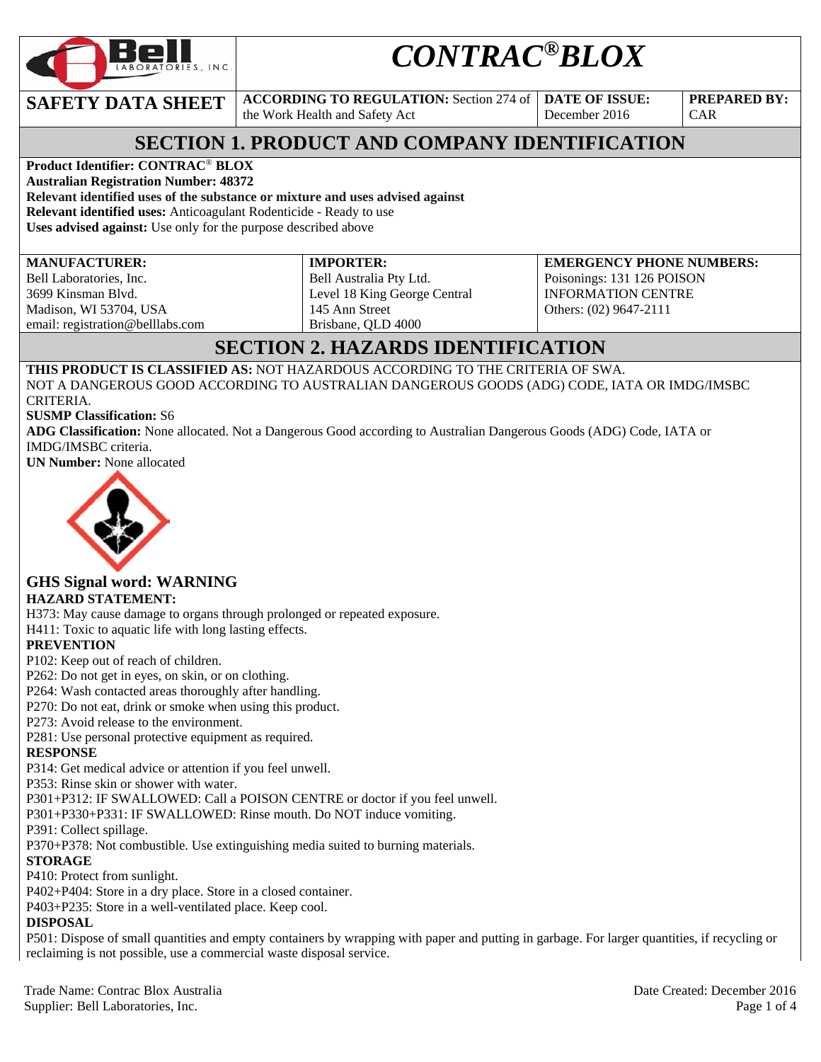# CONTRAC® BLOX

| SAFETY DATA SHEET | **ACCORDING TO REGULATION:** Section 274 of the Work Health and Safety Act | **DATE OF ISSUE:** December 2016 | **PREPARED BY:** CAR |
|---|---|---|---|

## SECTION 1. PRODUCT AND COMPANY IDENTIFICATION

**Product Identifier: CONTRAC® BLOX**
**Australian Registration Number: 48372**
**Relevant identified uses of the substance or mixture and uses advised against**
**Relevant identified uses:** Anticoagulant Rodenticide - Ready to use
**Uses advised against:** Use only for the purpose described above

| **MANUFACTURER:** | **IMPORTER:** | **EMERGENCY PHONE NUMBERS:** |
|---|---|---|
| Bell Laboratories, Inc.<br>3699 Kinsman Blvd.<br>Madison, WI 53704, USA<br>email: registration@belllabs.com | Bell Australia Pty Ltd.<br>Level 18 King George Central<br>145 Ann Street<br>Brisbane, QLD 4000 | Poisonings: 131 126 POISON INFORMATION CENTRE<br>Others: (02) 9647-2111 |

## SECTION 2. HAZARDS IDENTIFICATION

**THIS PRODUCT IS CLASSIFIED AS:** NOT HAZARDOUS ACCORDING TO THE CRITERIA OF SWA.
NOT A DANGEROUS GOOD ACCORDING TO AUSTRALIAN DANGEROUS GOODS (ADG) CODE, IATA OR IMDG/IMSBC CRITERIA.
**SUSMP Classification:** S6
**ADG Classification:** None allocated. Not a Dangerous Good according to Australian Dangerous Goods (ADG) Code, IATA or IMDG/IMSBC criteria.
**UN Number:** None allocated

### GHS Signal word: WARNING

**HAZARD STATEMENT:**
H373: May cause damage to organs through prolonged or repeated exposure.
H411: Toxic to aquatic life with long lasting effects.

**PREVENTION**
P102: Keep out of reach of children.
P262: Do not get in eyes, on skin, or on clothing.
P264: Wash contacted areas thoroughly after handling.
P270: Do not eat, drink or smoke when using this product.
P273: Avoid release to the environment.
P281: Use personal protective equipment as required.

**RESPONSE**
P314: Get medical advice or attention if you feel unwell.
P353: Rinse skin or shower with water.
P301+P312: IF SWALLOWED: Call a POISON CENTRE or doctor if you feel unwell.
P301+P330+P331: IF SWALLOWED: Rinse mouth. Do NOT induce vomiting.
P391: Collect spillage.
P370+P378: Not combustible. Use extinguishing media suited to burning materials.

**STORAGE**
P410: Protect from sunlight.
P402+P404: Store in a dry place. Store in a closed container.
P403+P235: Store in a well-ventilated place. Keep cool.

**DISPOSAL**
P501: Dispose of small quantities and empty containers by wrapping with paper and putting in garbage. For larger quantities, if recycling or reclaiming is not possible, use a commercial waste disposal service.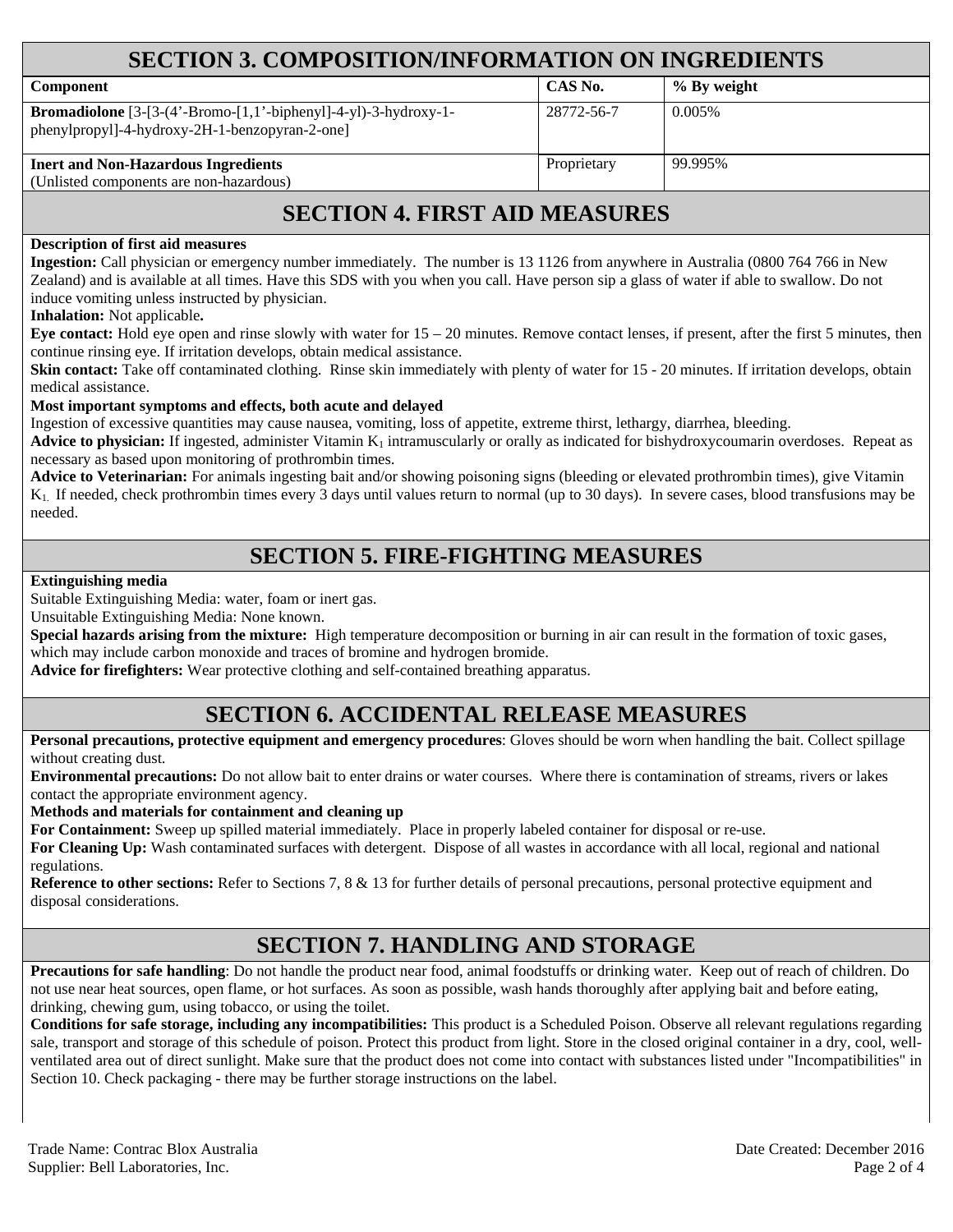## SECTION 3. COMPOSITION/INFORMATION ON INGREDIENTS

| Component | CAS No. | % By weight |
|---|---|---|
| **Bromadiolone** [3-[3-(4'-Bromo-[1,1'-biphenyl]-4-yl)-3-hydroxy-1-phenylpropyl]-4-hydroxy-2H-1-benzopyran-2-one] | 28772-56-7 | 0.005% |
| **Inert and Non-Hazardous Ingredients** (Unlisted components are non-hazardous) | Proprietary | 99.995% |

## SECTION 4. FIRST AID MEASURES

**Description of first aid measures**

**Ingestion:** Call physician or emergency number immediately. The number is 13 1126 from anywhere in Australia (0800 764 766 in New Zealand) and is available at all times. Have this SDS with you when you call. Have person sip a glass of water if able to swallow. Do not induce vomiting unless instructed by physician.

**Inhalation:** Not applicable**.**

**Eye contact:** Hold eye open and rinse slowly with water for 15 – 20 minutes. Remove contact lenses, if present, after the first 5 minutes, then continue rinsing eye. If irritation develops, obtain medical assistance.

**Skin contact:** Take off contaminated clothing. Rinse skin immediately with plenty of water for 15 - 20 minutes. If irritation develops, obtain medical assistance.

**Most important symptoms and effects, both acute and delayed**

Ingestion of excessive quantities may cause nausea, vomiting, loss of appetite, extreme thirst, lethargy, diarrhea, bleeding.

**Advice to physician:** If ingested, administer Vitamin $K_1$ intramuscularly or orally as indicated for bishydroxycoumarin overdoses. Repeat as necessary as based upon monitoring of prothrombin times.

**Advice to Veterinarian:** For animals ingesting bait and/or showing poisoning signs (bleeding or elevated prothrombin times), give Vitamin $K_1$. If needed, check prothrombin times every 3 days until values return to normal (up to 30 days). In severe cases, blood transfusions may be needed.

## SECTION 5. FIRE-FIGHTING MEASURES

**Extinguishing media**

Suitable Extinguishing Media: water, foam or inert gas.

Unsuitable Extinguishing Media: None known.

**Special hazards arising from the mixture:** High temperature decomposition or burning in air can result in the formation of toxic gases, which may include carbon monoxide and traces of bromine and hydrogen bromide.

**Advice for firefighters:** Wear protective clothing and self-contained breathing apparatus.

## SECTION 6. ACCIDENTAL RELEASE MEASURES

**Personal precautions, protective equipment and emergency procedures**: Gloves should be worn when handling the bait. Collect spillage without creating dust.

**Environmental precautions:** Do not allow bait to enter drains or water courses. Where there is contamination of streams, rivers or lakes contact the appropriate environment agency.

**Methods and materials for containment and cleaning up**

**For Containment:** Sweep up spilled material immediately. Place in properly labeled container for disposal or re-use.

**For Cleaning Up:** Wash contaminated surfaces with detergent. Dispose of all wastes in accordance with all local, regional and national regulations.

**Reference to other sections:** Refer to Sections 7, 8 & 13 for further details of personal precautions, personal protective equipment and disposal considerations.

## SECTION 7. HANDLING AND STORAGE

**Precautions for safe handling**: Do not handle the product near food, animal foodstuffs or drinking water. Keep out of reach of children. Do not use near heat sources, open flame, or hot surfaces. As soon as possible, wash hands thoroughly after applying bait and before eating, drinking, chewing gum, using tobacco, or using the toilet.

**Conditions for safe storage, including any incompatibilities:** This product is a Scheduled Poison. Observe all relevant regulations regarding sale, transport and storage of this schedule of poison. Protect this product from light. Store in the closed original container in a dry, cool, well-ventilated area out of direct sunlight. Make sure that the product does not come into contact with substances listed under "Incompatibilities" in Section 10. Check packaging - there may be further storage instructions on the label.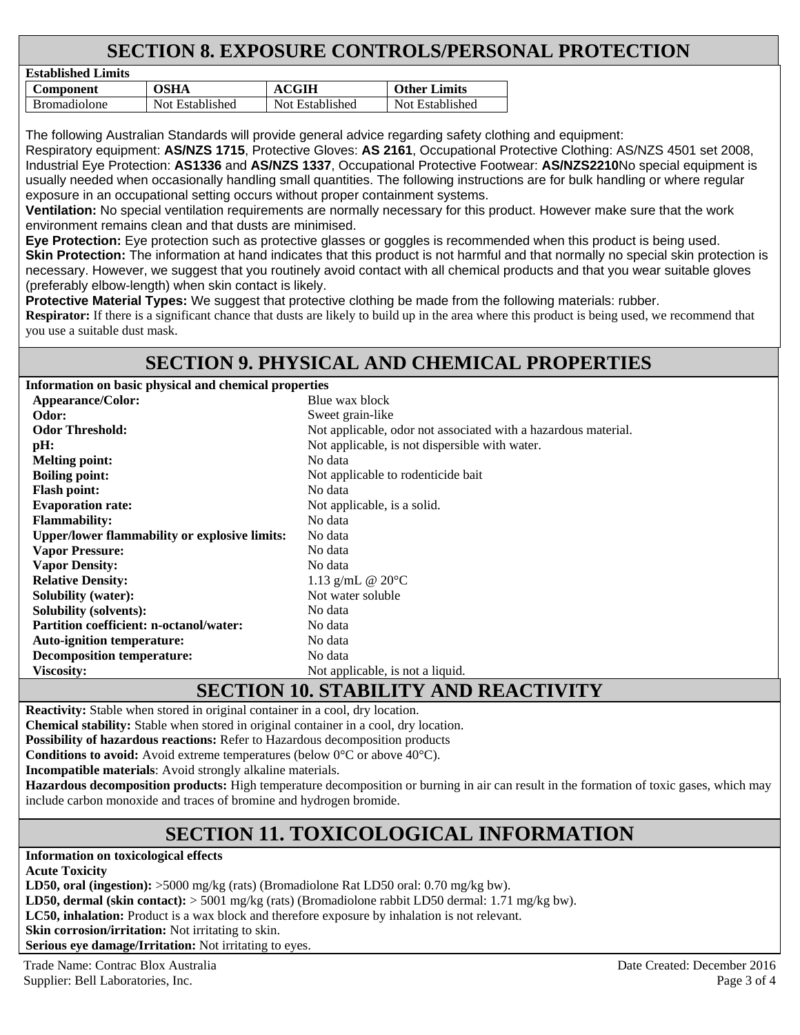# SECTION 8. EXPOSURE CONTROLS/PERSONAL PROTECTION

**Established Limits**

| Component | OSHA | ACGIH | Other Limits |
|---|---|---|---|
| Bromadiolone | Not Established | Not Established | Not Established |

The following Australian Standards will provide general advice regarding safety clothing and equipment:
Respiratory equipment: **AS/NZS 1715**, Protective Gloves: **AS 2161**, Occupational Protective Clothing: AS/NZS 4501 set 2008, Industrial Eye Protection: **AS1336** and **AS/NZS 1337**, Occupational Protective Footwear: **AS/NZS2210**No special equipment is usually needed when occasionally handling small quantities. The following instructions are for bulk handling or where regular exposure in an occupational setting occurs without proper containment systems.

**Ventilation:** No special ventilation requirements are normally necessary for this product. However make sure that the work environment remains clean and that dusts are minimised.

**Eye Protection:** Eye protection such as protective glasses or goggles is recommended when this product is being used.

**Skin Protection:** The information at hand indicates that this product is not harmful and that normally no special skin protection is necessary. However, we suggest that you routinely avoid contact with all chemical products and that you wear suitable gloves (preferably elbow-length) when skin contact is likely.

**Protective Material Types:** We suggest that protective clothing be made from the following materials: rubber.

**Respirator:** If there is a significant chance that dusts are likely to build up in the area where this product is being used, we recommend that you use a suitable dust mask.

# SECTION 9. PHYSICAL AND CHEMICAL PROPERTIES

**Information on basic physical and chemical properties**

| | |
|---|---|
| **Appearance/Color:** | Blue wax block |
| **Odor:** | Sweet grain-like |
| **Odor Threshold:** | Not applicable, odor not associated with a hazardous material. |
| **pH:** | Not applicable, is not dispersible with water. |
| **Melting point:** | No data |
| **Boiling point:** | Not applicable to rodenticide bait |
| **Flash point:** | No data |
| **Evaporation rate:** | Not applicable, is a solid. |
| **Flammability:** | No data |
| **Upper/lower flammability or explosive limits:** | No data |
| **Vapor Pressure:** | No data |
| **Vapor Density:** | No data |
| **Relative Density:** | 1.13 g/mL @ 20°C |
| **Solubility (water):** | Not water soluble |
| **Solubility (solvents):** | No data |
| **Partition coefficient: n-octanol/water:** | No data |
| **Auto-ignition temperature:** | No data |
| **Decomposition temperature:** | No data |
| **Viscosity:** | Not applicable, is not a liquid. |

# SECTION 10. STABILITY AND REACTIVITY

**Reactivity:** Stable when stored in original container in a cool, dry location.

**Chemical stability:** Stable when stored in original container in a cool, dry location.

**Possibility of hazardous reactions:** Refer to Hazardous decomposition products

**Conditions to avoid:** Avoid extreme temperatures (below 0°C or above 40°C).

**Incompatible materials**: Avoid strongly alkaline materials.

**Hazardous decomposition products:** High temperature decomposition or burning in air can result in the formation of toxic gases, which may include carbon monoxide and traces of bromine and hydrogen bromide.

# SECTION 11. TOXICOLOGICAL INFORMATION

**Information on toxicological effects**

**Acute Toxicity**

**LD50, oral (ingestion):** >5000 mg/kg (rats) (Bromadiolone Rat LD50 oral: 0.70 mg/kg bw).

**LD50, dermal (skin contact):** > 5001 mg/kg (rats) (Bromadiolone rabbit LD50 dermal: 1.71 mg/kg bw).

**LC50, inhalation:** Product is a wax block and therefore exposure by inhalation is not relevant.

**Skin corrosion/irritation:** Not irritating to skin.

**Serious eye damage/Irritation:** Not irritating to eyes.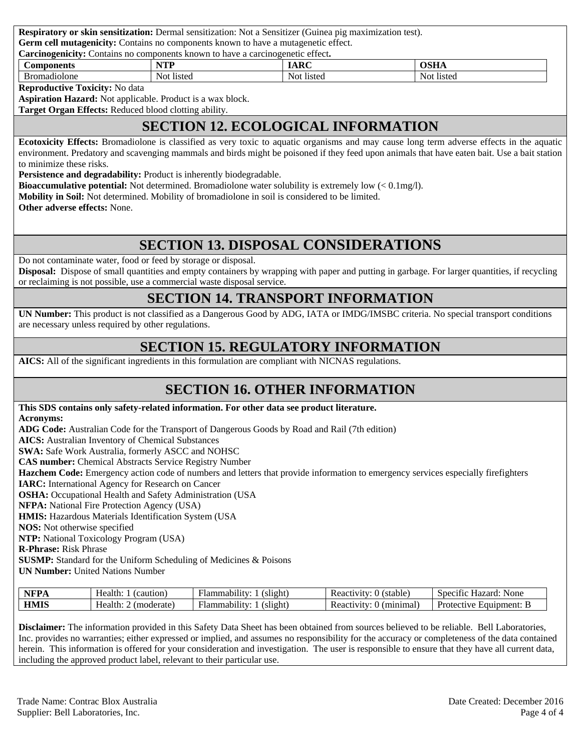**Respiratory or skin sensitization:** Dermal sensitization: Not a Sensitizer (Guinea pig maximization test).
**Germ cell mutagenicity:** Contains no components known to have a mutagenetic effect.
**Carcinogenicity:** Contains no components known to have a carcinogenetic effect**.**

| Components | NTP | IARC | OSHA |
|---|---|---|---|
| Bromadiolone | Not listed | Not listed | Not listed |

**Reproductive Toxicity:** No data
**Aspiration Hazard:** Not applicable. Product is a wax block.
**Target Organ Effects:** Reduced blood clotting ability.

## SECTION 12. ECOLOGICAL INFORMATION

**Ecotoxicity Effects:** Bromadiolone is classified as very toxic to aquatic organisms and may cause long term adverse effects in the aquatic environment. Predatory and scavenging mammals and birds might be poisoned if they feed upon animals that have eaten bait. Use a bait station to minimize these risks.
**Persistence and degradability:** Product is inherently biodegradable.
**Bioaccumulative potential:** Not determined. Bromadiolone water solubility is extremely low (< 0.1mg/l).
**Mobility in Soil:** Not determined. Mobility of bromadiolone in soil is considered to be limited.
**Other adverse effects:** None.

## SECTION 13. DISPOSAL CONSIDERATIONS

Do not contaminate water, food or feed by storage or disposal.
**Disposal:** Dispose of small quantities and empty containers by wrapping with paper and putting in garbage. For larger quantities, if recycling or reclaiming is not possible, use a commercial waste disposal service.

## SECTION 14. TRANSPORT INFORMATION

**UN Number:** This product is not classified as a Dangerous Good by ADG, IATA or IMDG/IMSBC criteria. No special transport conditions are necessary unless required by other regulations.

## SECTION 15. REGULATORY INFORMATION

**AICS:** All of the significant ingredients in this formulation are compliant with NICNAS regulations.

## SECTION 16. OTHER INFORMATION

**This SDS contains only safety-related information. For other data see product literature.**
**Acronyms:**
**ADG Code:** Australian Code for the Transport of Dangerous Goods by Road and Rail (7th edition)
**AICS:** Australian Inventory of Chemical Substances
**SWA:** Safe Work Australia, formerly ASCC and NOHSC
**CAS number:** Chemical Abstracts Service Registry Number
**Hazchem Code:** Emergency action code of numbers and letters that provide information to emergency services especially firefighters
**IARC:** International Agency for Research on Cancer
**OSHA:** Occupational Health and Safety Administration (USA
**NFPA:** National Fire Protection Agency (USA)
**HMIS:** Hazardous Materials Identification System (USA
**NOS:** Not otherwise specified
**NTP:** National Toxicology Program (USA)
**R-Phrase:** Risk Phrase
**SUSMP:** Standard for the Uniform Scheduling of Medicines & Poisons
**UN Number:** United Nations Number

| | | | | |
|---|---|---|---|---|
| **NFPA** | Health: 1 (caution) | Flammability: 1 (slight) | Reactivity: 0 (stable) | Specific Hazard: None |
| **HMIS** | Health: 2 (moderate) | Flammability: 1 (slight) | Reactivity: 0 (minimal) | Protective Equipment: B |

**Disclaimer:** The information provided in this Safety Data Sheet has been obtained from sources believed to be reliable. Bell Laboratories, Inc. provides no warranties; either expressed or implied, and assumes no responsibility for the accuracy or completeness of the data contained herein. This information is offered for your consideration and investigation. The user is responsible to ensure that they have all current data, including the approved product label, relevant to their particular use.